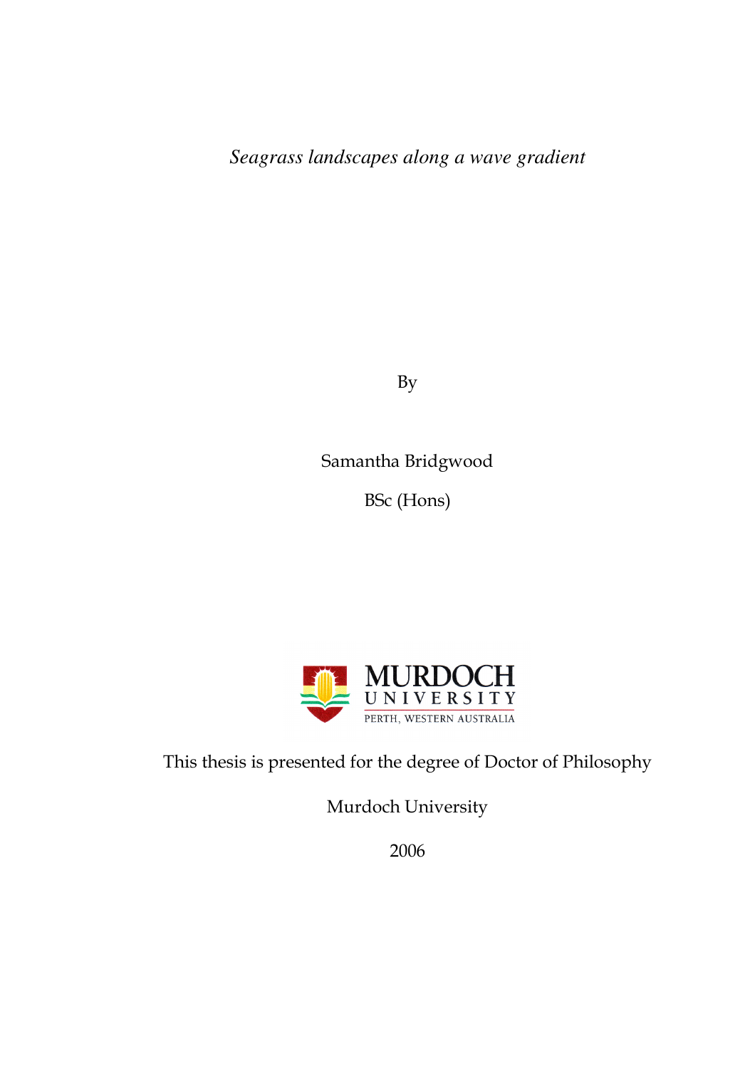*Seagrass landscapes along a wave gradient*

By

Samantha Bridgwood

BSc (Hons)

MURDOCH UNIVERSITY
PERTH, WESTERN AUSTRALIA

This thesis is presented for the degree of Doctor of Philosophy

Murdoch University

2006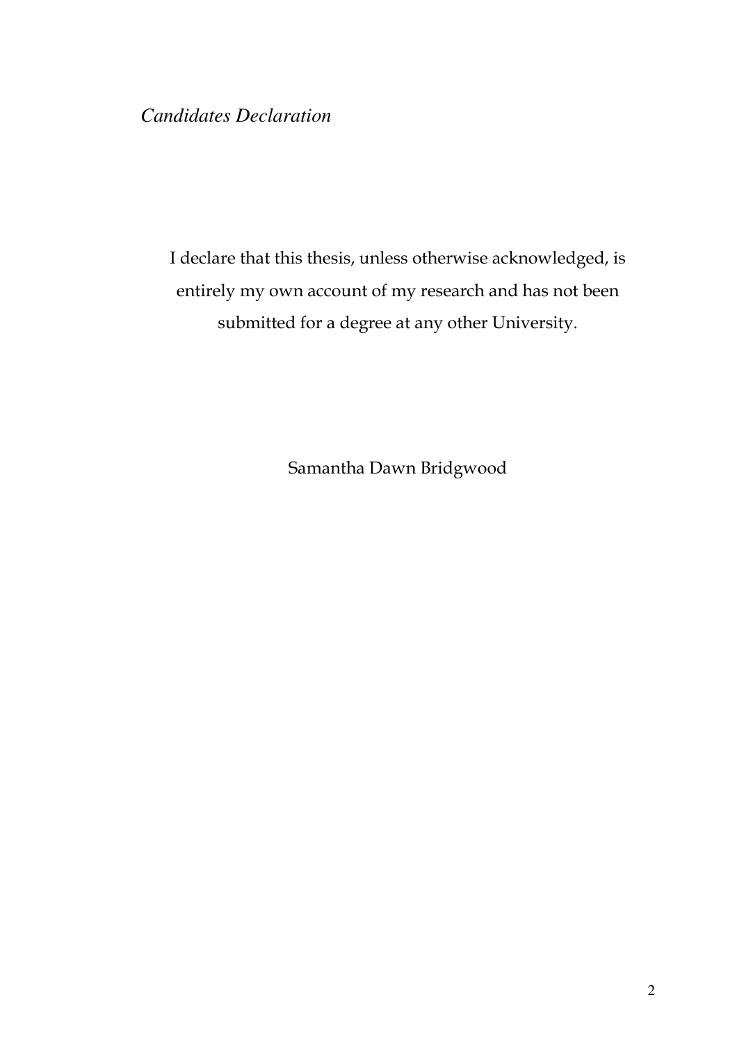*Candidates Declaration*

I declare that this thesis, unless otherwise acknowledged, is entirely my own account of my research and has not been submitted for a degree at any other University.

Samantha Dawn Bridgwood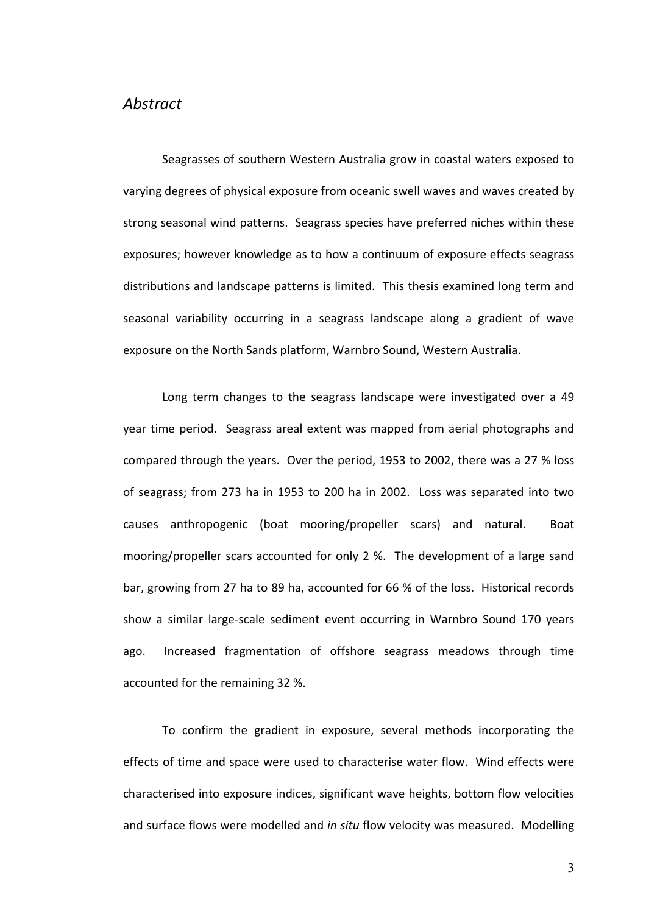## *Abstract*

Seagrasses of southern Western Australia grow in coastal waters exposed to varying degrees of physical exposure from oceanic swell waves and waves created by strong seasonal wind patterns. Seagrass species have preferred niches within these exposures; however knowledge as to how a continuum of exposure effects seagrass distributions and landscape patterns is limited. This thesis examined long term and seasonal variability occurring in a seagrass landscape along a gradient of wave exposure on the North Sands platform, Warnbro Sound, Western Australia.

Long term changes to the seagrass landscape were investigated over a 49 year time period. Seagrass areal extent was mapped from aerial photographs and compared through the years. Over the period, 1953 to 2002, there was a 27 % loss of seagrass; from 273 ha in 1953 to 200 ha in 2002. Loss was separated into two causes anthropogenic (boat mooring/propeller scars) and natural. Boat mooring/propeller scars accounted for only 2 %. The development of a large sand bar, growing from 27 ha to 89 ha, accounted for 66 % of the loss. Historical records show a similar large-scale sediment event occurring in Warnbro Sound 170 years ago. Increased fragmentation of offshore seagrass meadows through time accounted for the remaining 32 %.

To confirm the gradient in exposure, several methods incorporating the effects of time and space were used to characterise water flow. Wind effects were characterised into exposure indices, significant wave heights, bottom flow velocities and surface flows were modelled and *in situ* flow velocity was measured. Modelling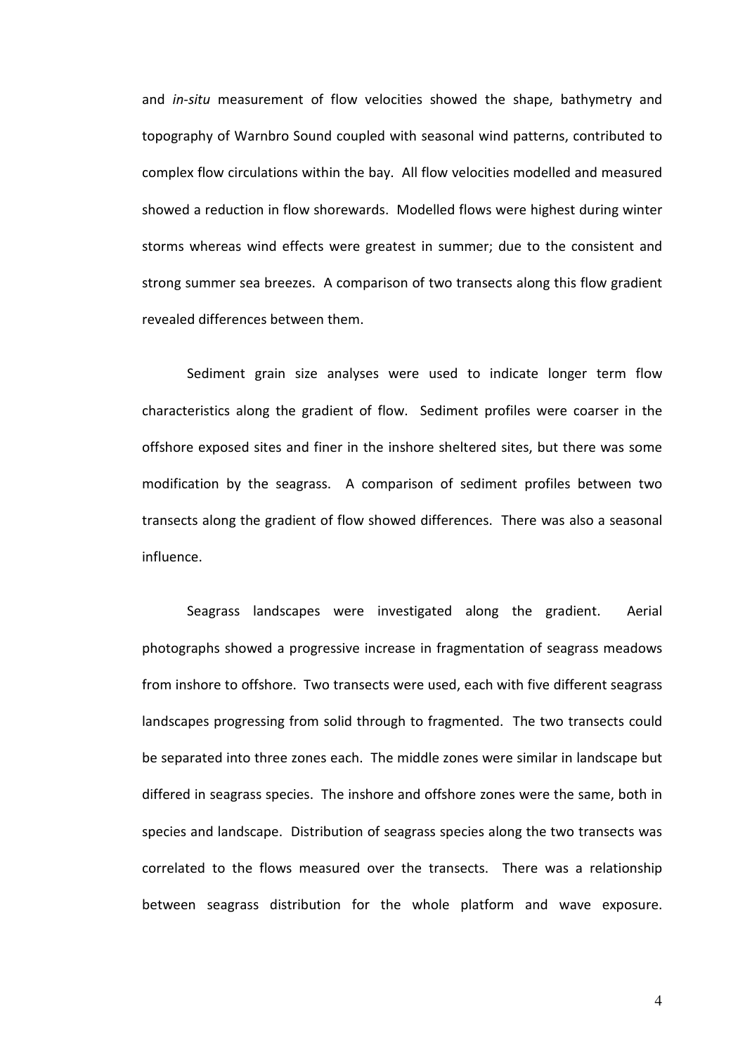and *in-situ* measurement of flow velocities showed the shape, bathymetry and topography of Warnbro Sound coupled with seasonal wind patterns, contributed to complex flow circulations within the bay. All flow velocities modelled and measured showed a reduction in flow shorewards. Modelled flows were highest during winter storms whereas wind effects were greatest in summer; due to the consistent and strong summer sea breezes. A comparison of two transects along this flow gradient revealed differences between them.

Sediment grain size analyses were used to indicate longer term flow characteristics along the gradient of flow. Sediment profiles were coarser in the offshore exposed sites and finer in the inshore sheltered sites, but there was some modification by the seagrass. A comparison of sediment profiles between two transects along the gradient of flow showed differences. There was also a seasonal influence.

Seagrass landscapes were investigated along the gradient. Aerial photographs showed a progressive increase in fragmentation of seagrass meadows from inshore to offshore. Two transects were used, each with five different seagrass landscapes progressing from solid through to fragmented. The two transects could be separated into three zones each. The middle zones were similar in landscape but differed in seagrass species. The inshore and offshore zones were the same, both in species and landscape. Distribution of seagrass species along the two transects was correlated to the flows measured over the transects. There was a relationship between seagrass distribution for the whole platform and wave exposure.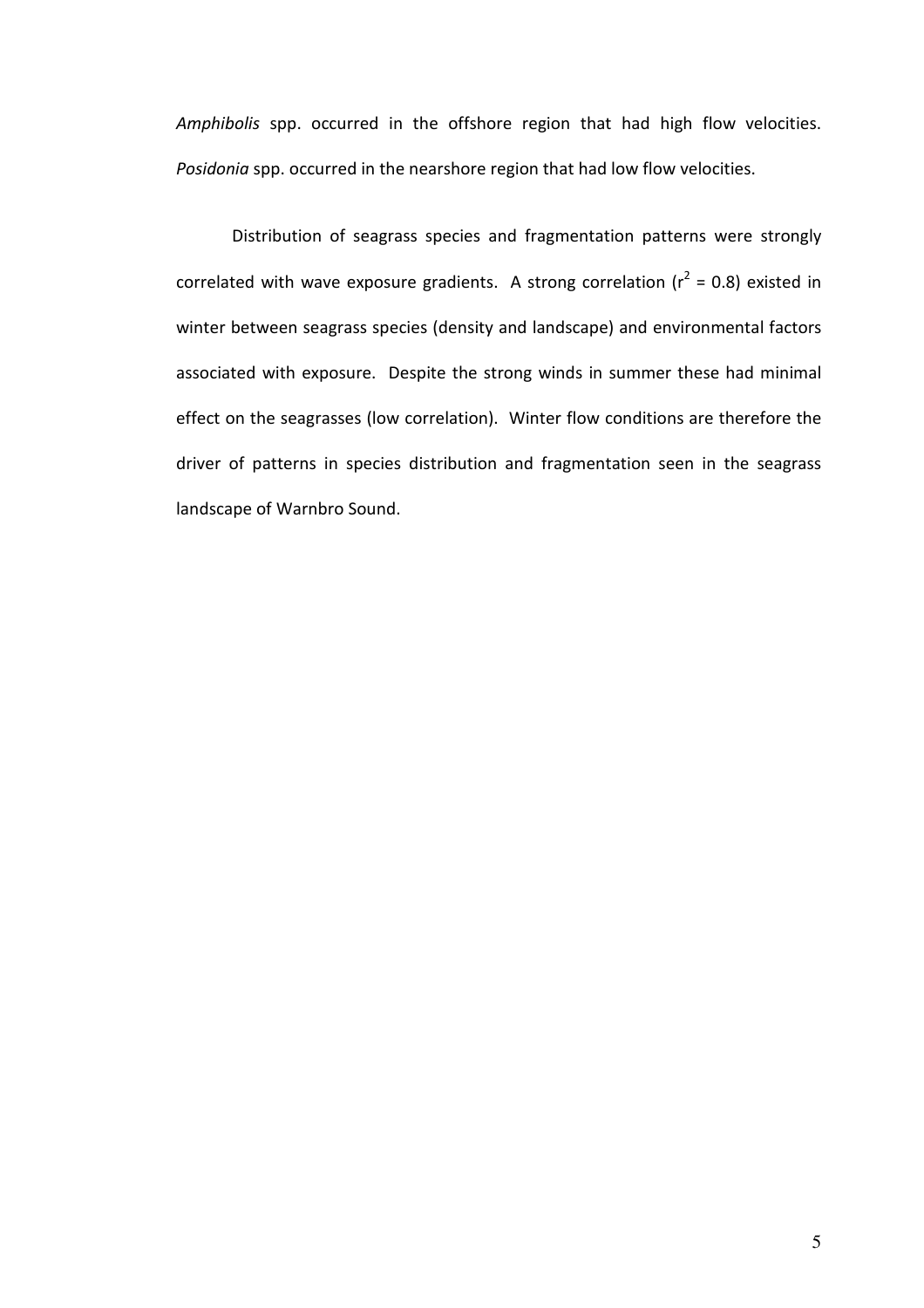*Amphibolis* spp. occurred in the offshore region that had high flow velocities. *Posidonia* spp. occurred in the nearshore region that had low flow velocities.

Distribution of seagrass species and fragmentation patterns were strongly correlated with wave exposure gradients. A strong correlation ($r^2 = 0.8$) existed in winter between seagrass species (density and landscape) and environmental factors associated with exposure. Despite the strong winds in summer these had minimal effect on the seagrasses (low correlation). Winter flow conditions are therefore the driver of patterns in species distribution and fragmentation seen in the seagrass landscape of Warnbro Sound.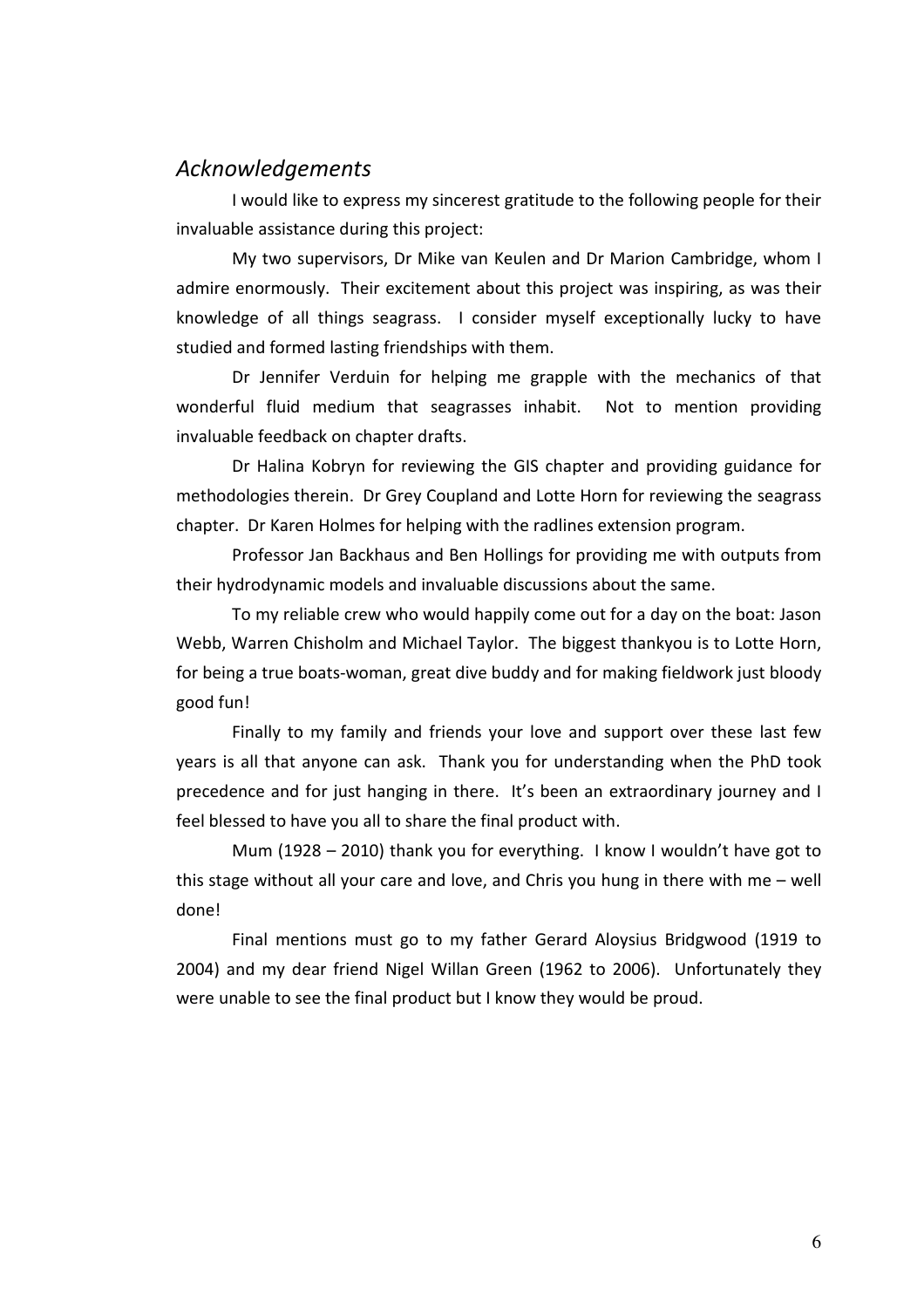## *Acknowledgements*

I would like to express my sincerest gratitude to the following people for their invaluable assistance during this project:

My two supervisors, Dr Mike van Keulen and Dr Marion Cambridge, whom I admire enormously. Their excitement about this project was inspiring, as was their knowledge of all things seagrass. I consider myself exceptionally lucky to have studied and formed lasting friendships with them.

Dr Jennifer Verduin for helping me grapple with the mechanics of that wonderful fluid medium that seagrasses inhabit. Not to mention providing invaluable feedback on chapter drafts.

Dr Halina Kobryn for reviewing the GIS chapter and providing guidance for methodologies therein. Dr Grey Coupland and Lotte Horn for reviewing the seagrass chapter. Dr Karen Holmes for helping with the radlines extension program.

Professor Jan Backhaus and Ben Hollings for providing me with outputs from their hydrodynamic models and invaluable discussions about the same.

To my reliable crew who would happily come out for a day on the boat: Jason Webb, Warren Chisholm and Michael Taylor. The biggest thankyou is to Lotte Horn, for being a true boats-woman, great dive buddy and for making fieldwork just bloody good fun!

Finally to my family and friends your love and support over these last few years is all that anyone can ask. Thank you for understanding when the PhD took precedence and for just hanging in there. It's been an extraordinary journey and I feel blessed to have you all to share the final product with.

Mum (1928 – 2010) thank you for everything. I know I wouldn't have got to this stage without all your care and love, and Chris you hung in there with me – well done!

Final mentions must go to my father Gerard Aloysius Bridgwood (1919 to 2004) and my dear friend Nigel Willan Green (1962 to 2006). Unfortunately they were unable to see the final product but I know they would be proud.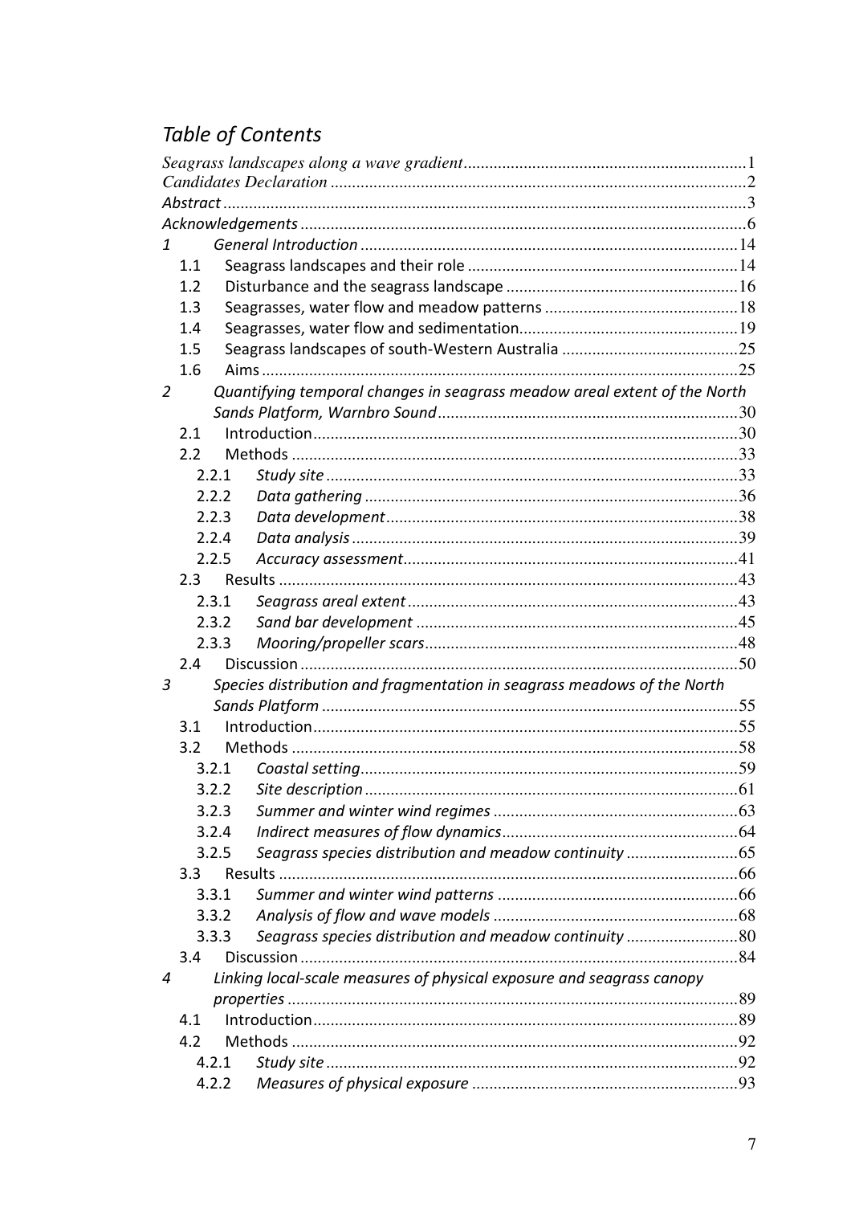# *Table of Contents*

*Seagrass landscapes along a wave gradient* ..... 1
*Candidates Declaration* ..... 2
*Abstract* ..... 3
*Acknowledgements* ..... 6

*1* *General Introduction* ..... 14
- 1.1 Seagrass landscapes and their role ..... 14
- 1.2 Disturbance and the seagrass landscape ..... 16
- 1.3 Seagrasses, water flow and meadow patterns ..... 18
- 1.4 Seagrasses, water flow and sedimentation ..... 19
- 1.5 Seagrass landscapes of south-Western Australia ..... 25
- 1.6 Aims ..... 25

*2* *Quantifying temporal changes in seagrass meadow areal extent of the North Sands Platform, Warnbro Sound* ..... 30
- 2.1 Introduction ..... 30
- 2.2 Methods ..... 33
  - 2.2.1 *Study site* ..... 33
  - 2.2.2 *Data gathering* ..... 36
  - 2.2.3 *Data development* ..... 38
  - 2.2.4 *Data analysis* ..... 39
  - 2.2.5 *Accuracy assessment* ..... 41
- 2.3 Results ..... 43
  - 2.3.1 *Seagrass areal extent* ..... 43
  - 2.3.2 *Sand bar development* ..... 45
  - 2.3.3 *Mooring/propeller scars* ..... 48
- 2.4 Discussion ..... 50

*3* *Species distribution and fragmentation in seagrass meadows of the North Sands Platform* ..... 55
- 3.1 Introduction ..... 55
- 3.2 Methods ..... 58
  - 3.2.1 *Coastal setting* ..... 59
  - 3.2.2 *Site description* ..... 61
  - 3.2.3 *Summer and winter wind regimes* ..... 63
  - 3.2.4 *Indirect measures of flow dynamics* ..... 64
  - 3.2.5 *Seagrass species distribution and meadow continuity* ..... 65
- 3.3 Results ..... 66
  - 3.3.1 *Summer and winter wind patterns* ..... 66
  - 3.3.2 *Analysis of flow and wave models* ..... 68
  - 3.3.3 *Seagrass species distribution and meadow continuity* ..... 80
- 3.4 Discussion ..... 84

*4* *Linking local-scale measures of physical exposure and seagrass canopy properties* ..... 89
- 4.1 Introduction ..... 89
- 4.2 Methods ..... 92
  - 4.2.1 *Study site* ..... 92
  - 4.2.2 *Measures of physical exposure* ..... 93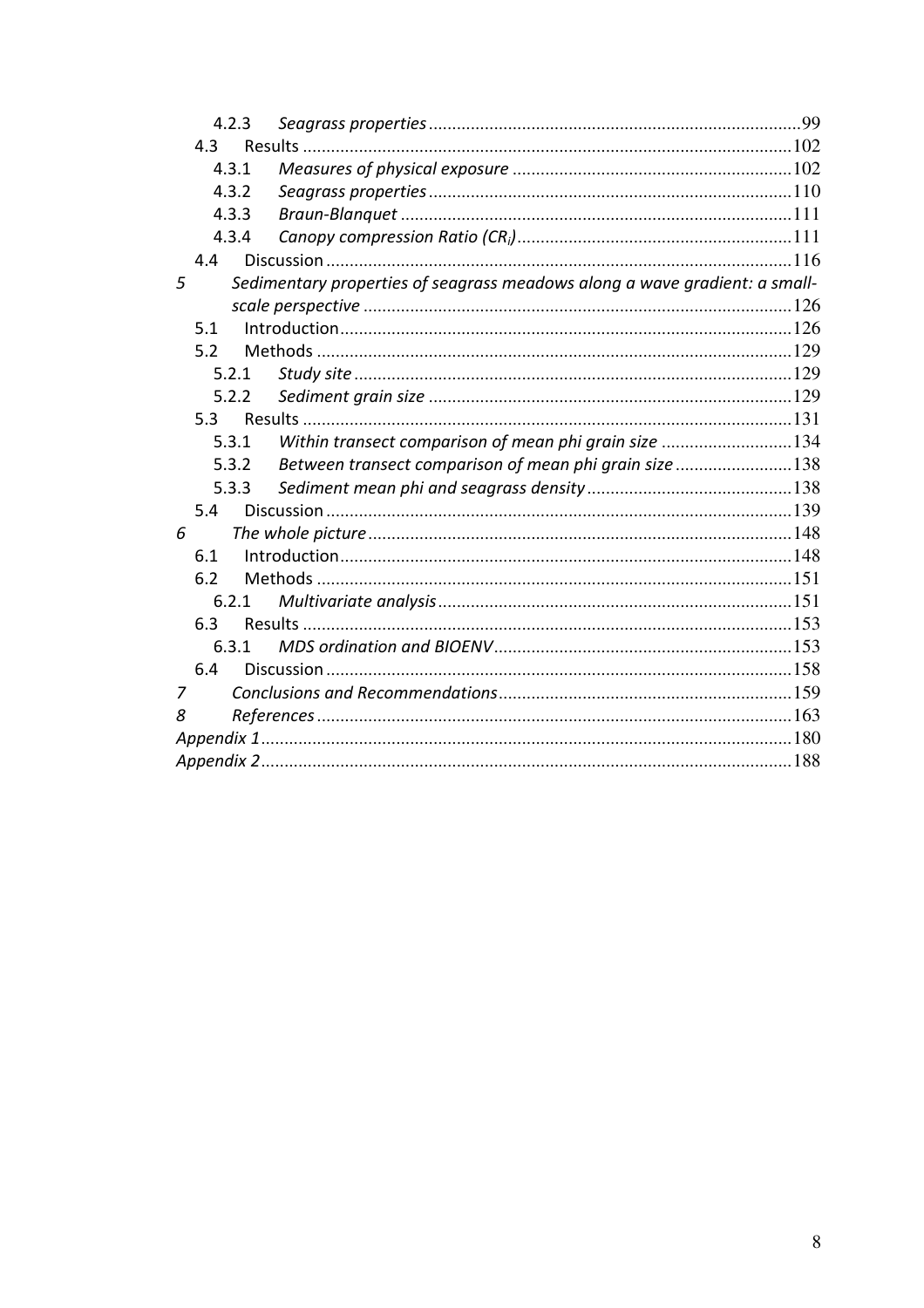4.2.3 *Seagrass properties* ....................................................................................99

4.3 Results ..........................................................................................................102

4.3.1 *Measures of physical exposure* ..........................................................102

4.3.2 *Seagrass properties* ............................................................................110

4.3.3 *Braun-Blanquet* ..................................................................................111

4.3.4 *Canopy compression Ratio ($CR_i$)* ..........................................................111

4.4 Discussion ...................................................................................................116

5 *Sedimentary properties of seagrass meadows along a wave gradient: a small-scale perspective* ..........................................................................................126

5.1 Introduction ................................................................................................126

5.2 Methods .......................................................................................................129

5.2.1 *Study site* ............................................................................................129

5.2.2 *Sediment grain size* ............................................................................129

5.3 Results ..........................................................................................................131

5.3.1 *Within transect comparison of mean phi grain size* ............................134

5.3.2 *Between transect comparison of mean phi grain size* .........................138

5.3.3 *Sediment mean phi and seagrass density* ...........................................138

5.4 Discussion ...................................................................................................139

6 *The whole picture* ..........................................................................................148

6.1 Introduction ................................................................................................148

6.2 Methods .......................................................................................................151

6.2.1 *Multivariate analysis* ..........................................................................151

6.3 Results ..........................................................................................................153

6.3.1 *MDS ordination and BIOENV* ............................................................153

6.4 Discussion ...................................................................................................158

7 *Conclusions and Recommendations* ..............................................................159

8 *References* ......................................................................................................163

*Appendix 1* ..........................................................................................................180

*Appendix 2* ..........................................................................................................188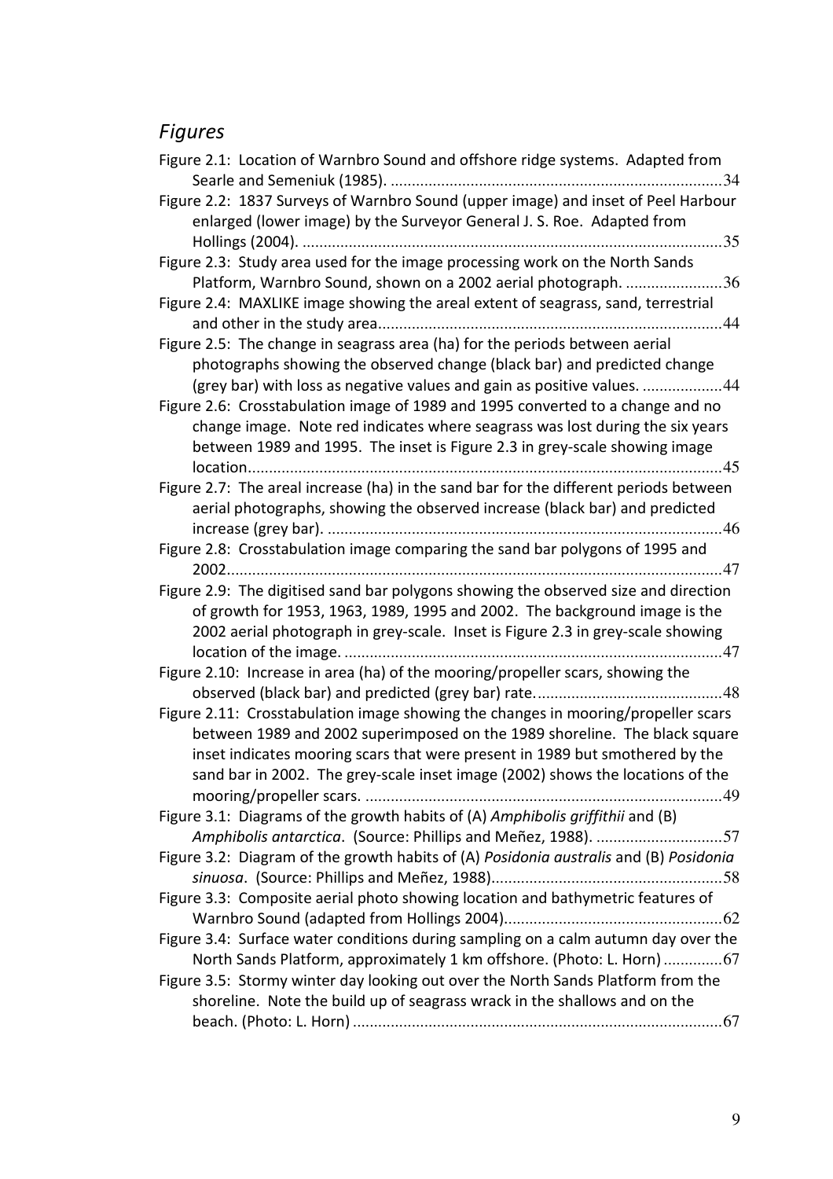## *Figures*

Figure 2.1: Location of Warnbro Sound and offshore ridge systems. Adapted from Searle and Semeniuk (1985). ....................................................................................34

Figure 2.2: 1837 Surveys of Warnbro Sound (upper image) and inset of Peel Harbour enlarged (lower image) by the Surveyor General J. S. Roe. Adapted from Hollings (2004). ....................................................................................35

Figure 2.3: Study area used for the image processing work on the North Sands Platform, Warnbro Sound, shown on a 2002 aerial photograph. .......................36

Figure 2.4: MAXLIKE image showing the areal extent of seagrass, sand, terrestrial and other in the study area....................................................................................44

Figure 2.5: The change in seagrass area (ha) for the periods between aerial photographs showing the observed change (black bar) and predicted change (grey bar) with loss as negative values and gain as positive values. ...................44

Figure 2.6: Crosstabulation image of 1989 and 1995 converted to a change and no change image. Note red indicates where seagrass was lost during the six years between 1989 and 1995. The inset is Figure 2.3 in grey-scale showing image location....................................................................................45

Figure 2.7: The areal increase (ha) in the sand bar for the different periods between aerial photographs, showing the observed increase (black bar) and predicted increase (grey bar). ....................................................................................46

Figure 2.8: Crosstabulation image comparing the sand bar polygons of 1995 and 2002....................................................................................47

Figure 2.9: The digitised sand bar polygons showing the observed size and direction of growth for 1953, 1963, 1989, 1995 and 2002. The background image is the 2002 aerial photograph in grey-scale. Inset is Figure 2.3 in grey-scale showing location of the image. ....................................................................................47

Figure 2.10: Increase in area (ha) of the mooring/propeller scars, showing the observed (black bar) and predicted (grey bar) rate. ............................................48

Figure 2.11: Crosstabulation image showing the changes in mooring/propeller scars between 1989 and 2002 superimposed on the 1989 shoreline. The black square inset indicates mooring scars that were present in 1989 but smothered by the sand bar in 2002. The grey-scale inset image (2002) shows the locations of the mooring/propeller scars. ....................................................................................49

Figure 3.1: Diagrams of the growth habits of (A) *Amphibolis griffithii* and (B) *Amphibolis antarctica*. (Source: Phillips and Meñez, 1988). ..............................57

Figure 3.2: Diagram of the growth habits of (A) *Posidonia australis* and (B) *Posidonia sinuosa*. (Source: Phillips and Meñez, 1988)....................................................58

Figure 3.3: Composite aerial photo showing location and bathymetric features of Warnbro Sound (adapted from Hollings 2004)....................................................62

Figure 3.4: Surface water conditions during sampling on a calm autumn day over the North Sands Platform, approximately 1 km offshore. (Photo: L. Horn) ..............67

Figure 3.5: Stormy winter day looking out over the North Sands Platform from the shoreline. Note the build up of seagrass wrack in the shallows and on the beach. (Photo: L. Horn) ....................................................................................67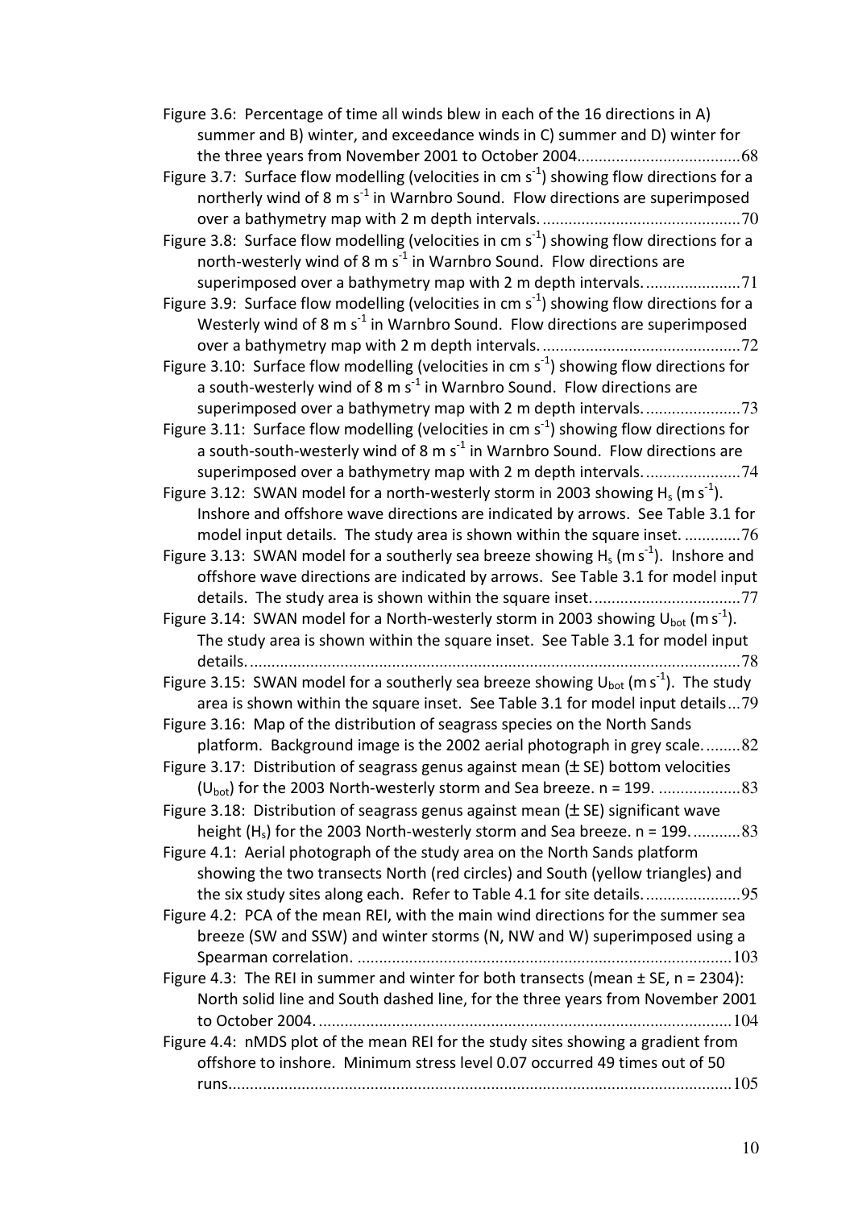Figure 3.6: Percentage of time all winds blew in each of the 16 directions in A) summer and B) winter, and exceedance winds in C) summer and D) winter for the three years from November 2001 to October 2004......................................68

Figure 3.7: Surface flow modelling (velocities in cm $s^{-1}$) showing flow directions for a northerly wind of 8 m $s^{-1}$ in Warnbro Sound. Flow directions are superimposed over a bathymetry map with 2 m depth intervals. ..............................................70

Figure 3.8: Surface flow modelling (velocities in cm $s^{-1}$) showing flow directions for a north-westerly wind of 8 m $s^{-1}$ in Warnbro Sound. Flow directions are superimposed over a bathymetry map with 2 m depth intervals. ......................71

Figure 3.9: Surface flow modelling (velocities in cm $s^{-1}$) showing flow directions for a Westerly wind of 8 m $s^{-1}$ in Warnbro Sound. Flow directions are superimposed over a bathymetry map with 2 m depth intervals. ..............................................72

Figure 3.10: Surface flow modelling (velocities in cm $s^{-1}$) showing flow directions for a south-westerly wind of 8 m $s^{-1}$ in Warnbro Sound. Flow directions are superimposed over a bathymetry map with 2 m depth intervals. ......................73

Figure 3.11: Surface flow modelling (velocities in cm $s^{-1}$) showing flow directions for a south-south-westerly wind of 8 m $s^{-1}$ in Warnbro Sound. Flow directions are superimposed over a bathymetry map with 2 m depth intervals. ......................74

Figure 3.12: SWAN model for a north-westerly storm in 2003 showing $H_s$ (m $s^{-1}$). Inshore and offshore wave directions are indicated by arrows. See Table 3.1 for model input details. The study area is shown within the square inset. .............76

Figure 3.13: SWAN model for a southerly sea breeze showing $H_s$ (m $s^{-1}$). Inshore and offshore wave directions are indicated by arrows. See Table 3.1 for model input details. The study area is shown within the square inset. ..................................77

Figure 3.14: SWAN model for a North-westerly storm in 2003 showing $U_{bot}$ (m $s^{-1}$). The study area is shown within the square inset. See Table 3.1 for model input details. ..................................................................................................................78

Figure 3.15: SWAN model for a southerly sea breeze showing $U_{bot}$ (m $s^{-1}$). The study area is shown within the square inset. See Table 3.1 for model input details...79

Figure 3.16: Map of the distribution of seagrass species on the North Sands platform. Background image is the 2002 aerial photograph in grey scale. ........82

Figure 3.17: Distribution of seagrass genus against mean (± SE) bottom velocities ($U_{bot}$) for the 2003 North-westerly storm and Sea breeze. n = 199. ...................83

Figure 3.18: Distribution of seagrass genus against mean (± SE) significant wave height ($H_s$) for the 2003 North-westerly storm and Sea breeze. n = 199. ...........83

Figure 4.1: Aerial photograph of the study area on the North Sands platform showing the two transects North (red circles) and South (yellow triangles) and the six study sites along each. Refer to Table 4.1 for site details. ......................95

Figure 4.2: PCA of the mean REI, with the main wind directions for the summer sea breeze (SW and SSW) and winter storms (N, NW and W) superimposed using a Spearman correlation. .......................................................................................103

Figure 4.3: The REI in summer and winter for both transects (mean ± SE, n = 2304): North solid line and South dashed line, for the three years from November 2001 to October 2004. ................................................................................................104

Figure 4.4: nMDS plot of the mean REI for the study sites showing a gradient from offshore to inshore. Minimum stress level 0.07 occurred 49 times out of 50 runs.....................................................................................................................105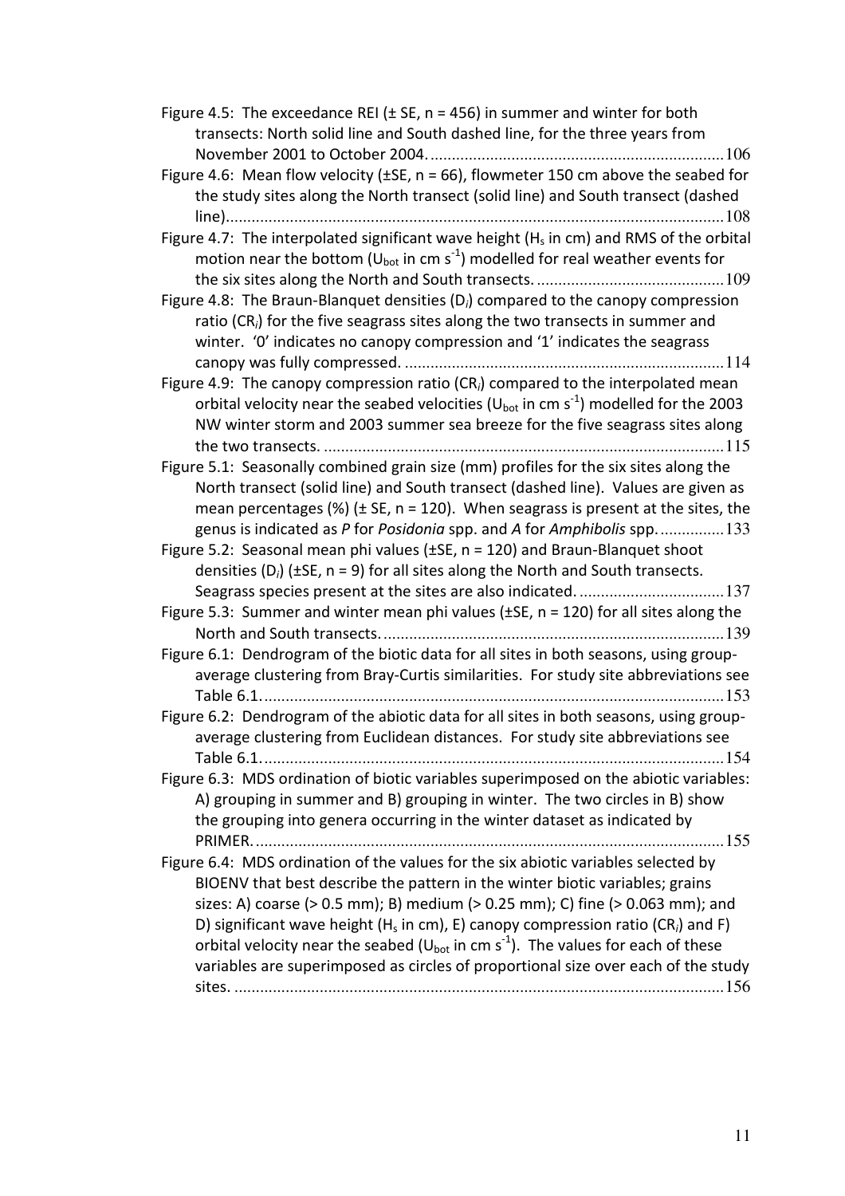Figure 4.5: The exceedance REI (± SE, n = 456) in summer and winter for both transects: North solid line and South dashed line, for the three years from November 2001 to October 2004. ....................................................................106

Figure 4.6: Mean flow velocity (±SE, n = 66), flowmeter 150 cm above the seabed for the study sites along the North transect (solid line) and South transect (dashed line). ....................................................................................................................108

Figure 4.7: The interpolated significant wave height ($H_s$ in cm) and RMS of the orbital motion near the bottom ($U_{bot}$ in cm $s^{-1}$) modelled for real weather events for the six sites along the North and South transects. ............................................109

Figure 4.8: The Braun-Blanquet densities ($D_i$) compared to the canopy compression ratio ($CR_i$) for the five seagrass sites along the two transects in summer and winter. '0' indicates no canopy compression and '1' indicates the seagrass canopy was fully compressed. ...........................................................................114

Figure 4.9: The canopy compression ratio ($CR_i$) compared to the interpolated mean orbital velocity near the seabed velocities ($U_{bot}$ in cm $s^{-1}$) modelled for the 2003 NW winter storm and 2003 summer sea breeze for the five seagrass sites along the two transects. .............................................................................................115

Figure 5.1: Seasonally combined grain size (mm) profiles for the six sites along the North transect (solid line) and South transect (dashed line). Values are given as mean percentages (%) (± SE, n = 120). When seagrass is present at the sites, the genus is indicated as *P* for *Posidonia* spp. and *A* for *Amphibolis* spp. ...............133

Figure 5.2: Seasonal mean phi values (±SE, n = 120) and Braun-Blanquet shoot densities ($D_i$) (±SE, n = 9) for all sites along the North and South transects. Seagrass species present at the sites are also indicated. ..................................137

Figure 5.3: Summer and winter mean phi values (±SE, n = 120) for all sites along the North and South transects. ...............................................................................139

Figure 6.1: Dendrogram of the biotic data for all sites in both seasons, using group-average clustering from Bray-Curtis similarities. For study site abbreviations see Table 6.1. ..........................................................................................................153

Figure 6.2: Dendrogram of the abiotic data for all sites in both seasons, using group-average clustering from Euclidean distances. For study site abbreviations see Table 6.1. ..........................................................................................................154

Figure 6.3: MDS ordination of biotic variables superimposed on the abiotic variables: A) grouping in summer and B) grouping in winter. The two circles in B) show the grouping into genera occurring in the winter dataset as indicated by PRIMER. .............................................................................................................155

Figure 6.4: MDS ordination of the values for the six abiotic variables selected by BIOENV that best describe the pattern in the winter biotic variables; grains sizes: A) coarse (> 0.5 mm); B) medium (> 0.25 mm); C) fine (> 0.063 mm); and D) significant wave height ($H_s$ in cm), E) canopy compression ratio ($CR_i$) and F) orbital velocity near the seabed ($U_{bot}$ in cm $s^{-1}$). The values for each of these variables are superimposed as circles of proportional size over each of the study sites. ..................................................................................................................156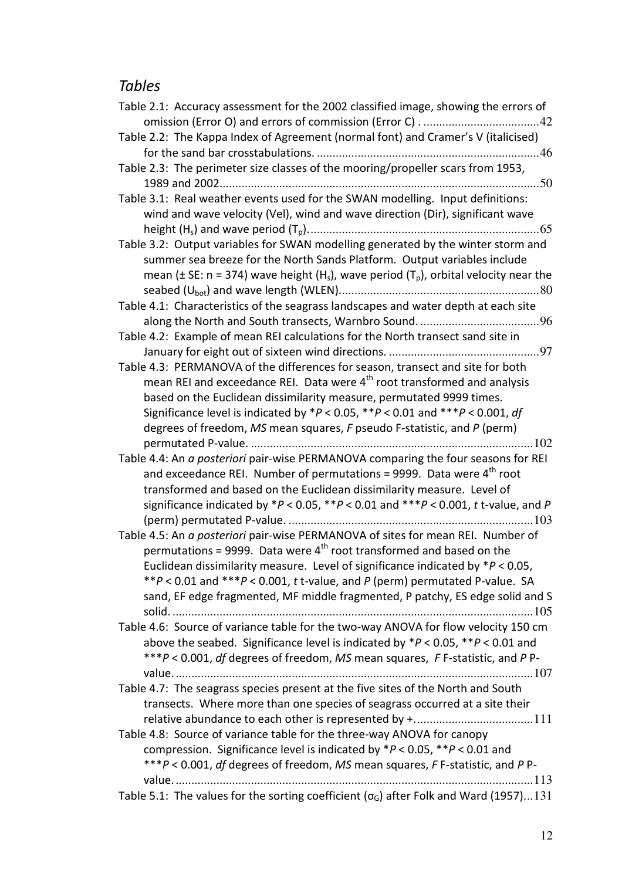## *Tables*

Table 2.1: Accuracy assessment for the 2002 classified image, showing the errors of omission (Error O) and errors of commission (Error C) . ....................................42

Table 2.2: The Kappa Index of Agreement (normal font) and Cramer's V (italicised) for the sand bar crosstabulations. ......................................................................46

Table 2.3: The perimeter size classes of the mooring/propeller scars from 1953, 1989 and 2002....................................................................................................50

Table 3.1: Real weather events used for the SWAN modelling. Input definitions: wind and wave velocity (Vel), wind and wave direction (Dir), significant wave height ($H_s$) and wave period ($T_p$)........................................................................65

Table 3.2: Output variables for SWAN modelling generated by the winter storm and summer sea breeze for the North Sands Platform. Output variables include mean (± SE: n = 374) wave height ($H_s$), wave period ($T_p$), orbital velocity near the seabed ($U_{bot}$) and wave length (WLEN)..............................................................80

Table 4.1: Characteristics of the seagrass landscapes and water depth at each site along the North and South transects, Warnbro Sound. ......................................96

Table 4.2: Example of mean REI calculations for the North transect sand site in January for eight out of sixteen wind directions. ...............................................97

Table 4.3: PERMANOVA of the differences for season, transect and site for both mean REI and exceedance REI. Data were 4th root transformed and analysis based on the Euclidean dissimilarity measure, permutated 9999 times. Significance level is indicated by \*$P < 0.05$, \*\*$P < 0.01$ and \*\*\*$P < 0.001$, *df* degrees of freedom, *MS* mean squares, *F* pseudo F-statistic, and *P* (perm) permutated P-value. ........................................................................................102

Table 4.4: An *a posteriori* pair-wise PERMANOVA comparing the four seasons for REI and exceedance REI. Number of permutations = 9999. Data were 4th root transformed and based on the Euclidean dissimilarity measure. Level of significance indicated by \*$P < 0.05$, \*\*$P < 0.01$ and \*\*\*$P < 0.001$, *t* t-value, and *P* (perm) permutated P-value. ............................................................................103

Table 4.5: An *a posteriori* pair-wise PERMANOVA of sites for mean REI. Number of permutations = 9999. Data were 4th root transformed and based on the Euclidean dissimilarity measure. Level of significance indicated by \*$P < 0.05$, \*\*$P < 0.01$ and \*\*\*$P < 0.001$, *t* t-value, and *P* (perm) permutated P-value. SA sand, EF edge fragmented, MF middle fragmented, P patchy, ES edge solid and S solid. ..................................................................................................................105

Table 4.6: Source of variance table for the two-way ANOVA for flow velocity 150 cm above the seabed. Significance level is indicated by \*$P < 0.05$, \*\*$P < 0.01$ and \*\*\*$P < 0.001$, *df* degrees of freedom, *MS* mean squares, *F* F-statistic, and *P* P-value. ................................................................................................................107

Table 4.7: The seagrass species present at the five sites of the North and South transects. Where more than one species of seagrass occurred at a site their relative abundance to each other is represented by +.....................................111

Table 4.8: Source of variance table for the three-way ANOVA for canopy compression. Significance level is indicated by \*$P < 0.05$, \*\*$P < 0.01$ and \*\*\*$P < 0.001$, *df* degrees of freedom, *MS* mean squares, *F* F-statistic, and *P* P-value. ................................................................................................................113

Table 5.1: The values for the sorting coefficient ($\sigma_G$) after Folk and Ward (1957)...131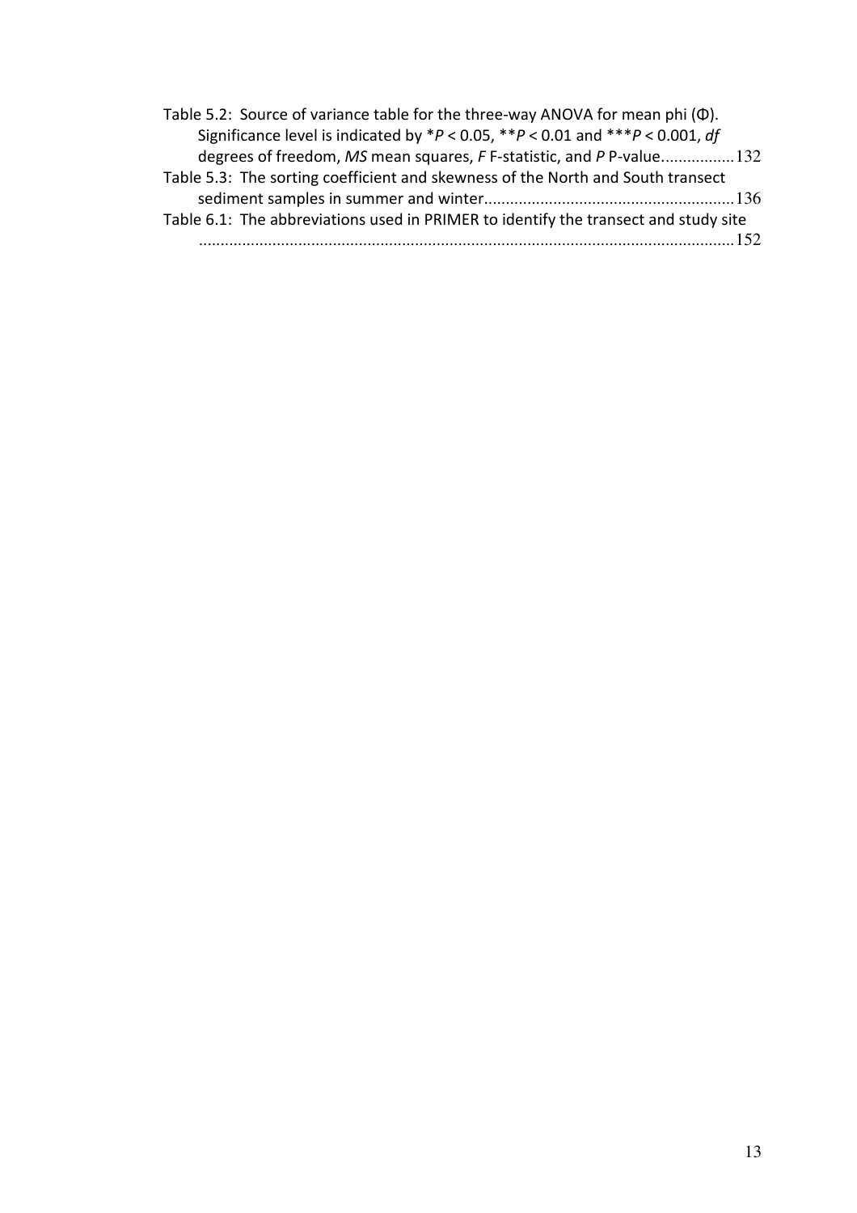Table 5.2: Source of variance table for the three-way ANOVA for mean phi (Φ). Significance level is indicated by $*P < 0.05$, $**P < 0.01$ and $***P < 0.001$, *df* degrees of freedom, *MS* mean squares, *F* F-statistic, and *P* P-value................132

Table 5.3: The sorting coefficient and skewness of the North and South transect sediment samples in summer and winter.........................................................136

Table 6.1: The abbreviations used in PRIMER to identify the transect and study site ...........................................................................................................................152